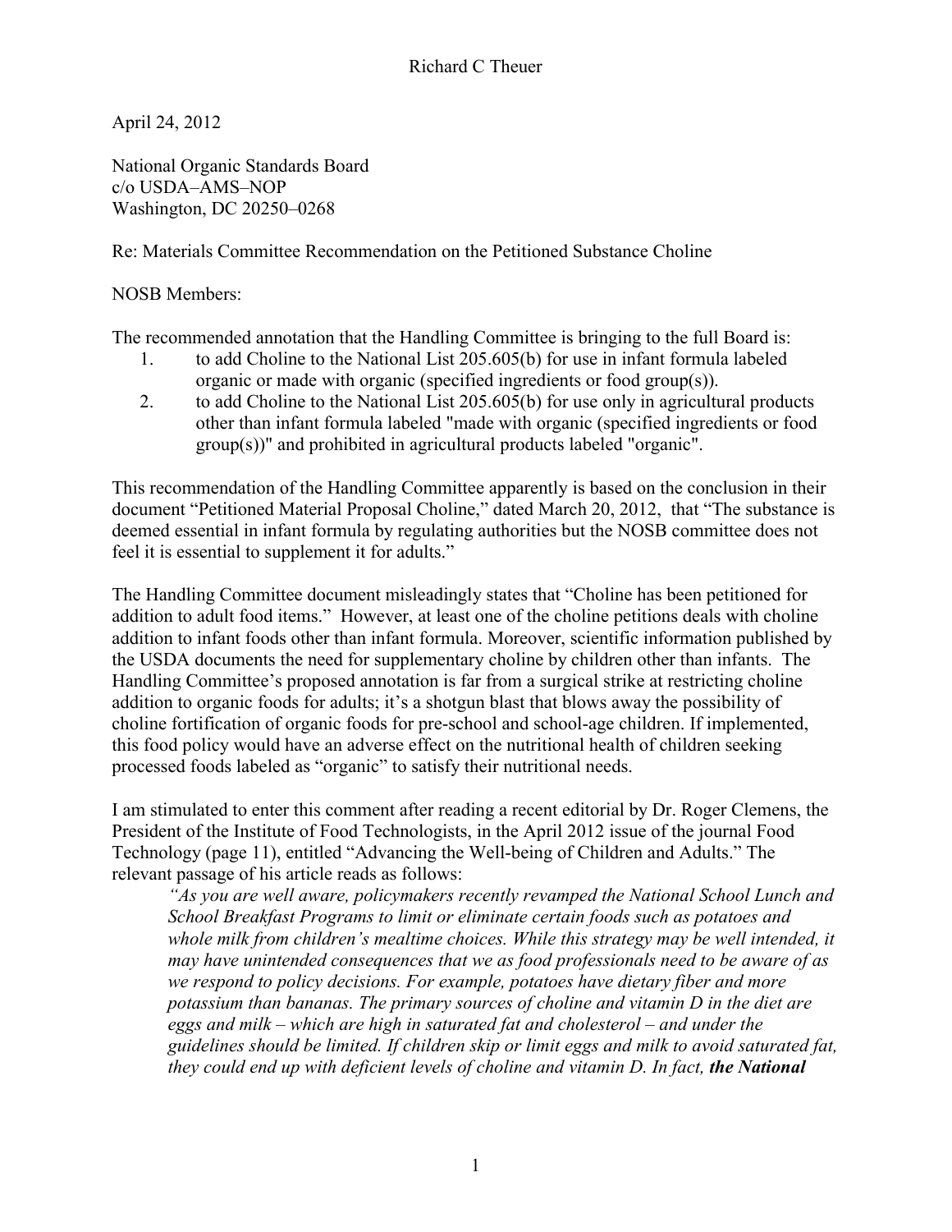Richard C Theuer

April 24, 2012

National Organic Standards Board
c/o USDA–AMS–NOP
Washington, DC 20250–0268

Re: Materials Committee Recommendation on the Petitioned Substance Choline

NOSB Members:

The recommended annotation that the Handling Committee is bringing to the full Board is:

1. to add Choline to the National List 205.605(b) for use in infant formula labeled organic or made with organic (specified ingredients or food group(s)).
2. to add Choline to the National List 205.605(b) for use only in agricultural products other than infant formula labeled "made with organic (specified ingredients or food group(s))" and prohibited in agricultural products labeled "organic".

This recommendation of the Handling Committee apparently is based on the conclusion in their document "Petitioned Material Proposal Choline," dated March 20, 2012, that "The substance is deemed essential in infant formula by regulating authorities but the NOSB committee does not feel it is essential to supplement it for adults."

The Handling Committee document misleadingly states that "Choline has been petitioned for addition to adult food items." However, at least one of the choline petitions deals with choline addition to infant foods other than infant formula. Moreover, scientific information published by the USDA documents the need for supplementary choline by children other than infants. The Handling Committee's proposed annotation is far from a surgical strike at restricting choline addition to organic foods for adults; it's a shotgun blast that blows away the possibility of choline fortification of organic foods for pre-school and school-age children. If implemented, this food policy would have an adverse effect on the nutritional health of children seeking processed foods labeled as "organic" to satisfy their nutritional needs.

I am stimulated to enter this comment after reading a recent editorial by Dr. Roger Clemens, the President of the Institute of Food Technologists, in the April 2012 issue of the journal Food Technology (page 11), entitled "Advancing the Well-being of Children and Adults." The relevant passage of his article reads as follows:

> *"As you are well aware, policymakers recently revamped the National School Lunch and School Breakfast Programs to limit or eliminate certain foods such as potatoes and whole milk from children's mealtime choices. While this strategy may be well intended, it may have unintended consequences that we as food professionals need to be aware of as we respond to policy decisions. For example, potatoes have dietary fiber and more potassium than bananas. The primary sources of choline and vitamin D in the diet are eggs and milk – which are high in saturated fat and cholesterol – and under the guidelines should be limited. If children skip or limit eggs and milk to avoid saturated fat, they could end up with deficient levels of choline and vitamin D. In fact,* ***the National***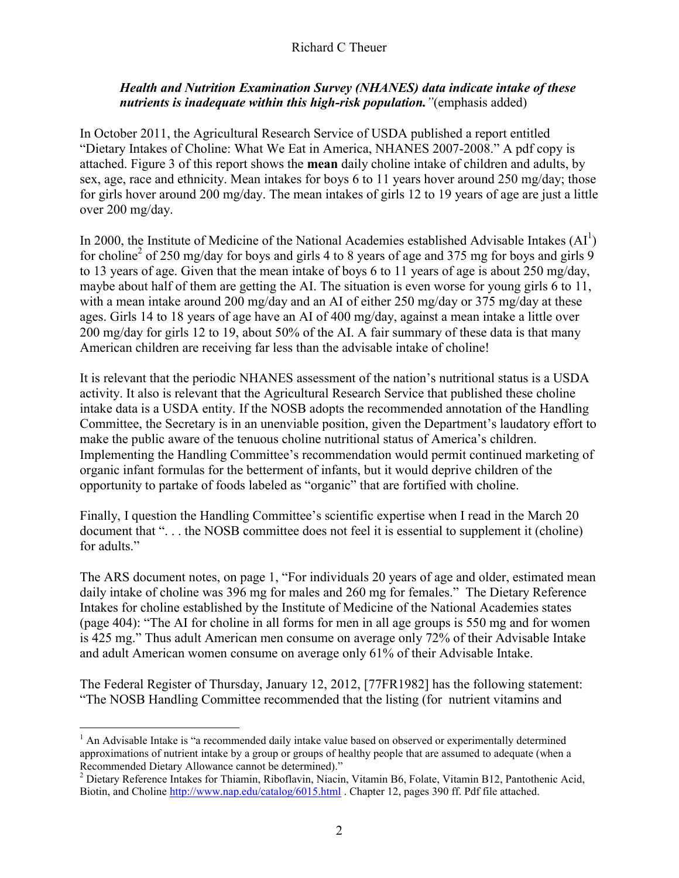*Health and Nutrition Examination Survey (NHANES) data indicate intake of these nutrients is inadequate within this high-risk population."*(emphasis added)

In October 2011, the Agricultural Research Service of USDA published a report entitled "Dietary Intakes of Choline: What We Eat in America, NHANES 2007-2008." A pdf copy is attached. Figure 3 of this report shows the **mean** daily choline intake of children and adults, by sex, age, race and ethnicity. Mean intakes for boys 6 to 11 years hover around 250 mg/day; those for girls hover around 200 mg/day. The mean intakes of girls 12 to 19 years of age are just a little over 200 mg/day.

In 2000, the Institute of Medicine of the National Academies established Advisable Intakes (AI[1]) for choline[2] of 250 mg/day for boys and girls 4 to 8 years of age and 375 mg for boys and girls 9 to 13 years of age. Given that the mean intake of boys 6 to 11 years of age is about 250 mg/day, maybe about half of them are getting the AI. The situation is even worse for young girls 6 to 11, with a mean intake around 200 mg/day and an AI of either 250 mg/day or 375 mg/day at these ages. Girls 14 to 18 years of age have an AI of 400 mg/day, against a mean intake a little over 200 mg/day for girls 12 to 19, about 50% of the AI. A fair summary of these data is that many American children are receiving far less than the advisable intake of choline!

It is relevant that the periodic NHANES assessment of the nation's nutritional status is a USDA activity. It also is relevant that the Agricultural Research Service that published these choline intake data is a USDA entity. If the NOSB adopts the recommended annotation of the Handling Committee, the Secretary is in an unenviable position, given the Department's laudatory effort to make the public aware of the tenuous choline nutritional status of America's children. Implementing the Handling Committee's recommendation would permit continued marketing of organic infant formulas for the betterment of infants, but it would deprive children of the opportunity to partake of foods labeled as "organic" that are fortified with choline.

Finally, I question the Handling Committee's scientific expertise when I read in the March 20 document that ". . . the NOSB committee does not feel it is essential to supplement it (choline) for adults."

The ARS document notes, on page 1, "For individuals 20 years of age and older, estimated mean daily intake of choline was 396 mg for males and 260 mg for females." The Dietary Reference Intakes for choline established by the Institute of Medicine of the National Academies states (page 404): "The AI for choline in all forms for men in all age groups is 550 mg and for women is 425 mg." Thus adult American men consume on average only 72% of their Advisable Intake and adult American women consume on average only 61% of their Advisable Intake.

The Federal Register of Thursday, January 12, 2012, [77FR1982] has the following statement: "The NOSB Handling Committee recommended that the listing (for nutrient vitamins and

---

[1] An Advisable Intake is "a recommended daily intake value based on observed or experimentally determined approximations of nutrient intake by a group or groups of healthy people that are assumed to adequate (when a Recommended Dietary Allowance cannot be determined)."

[2] Dietary Reference Intakes for Thiamin, Riboflavin, Niacin, Vitamin B6, Folate, Vitamin B12, Pantothenic Acid, Biotin, and Choline http://www.nap.edu/catalog/6015.html . Chapter 12, pages 390 ff. Pdf file attached.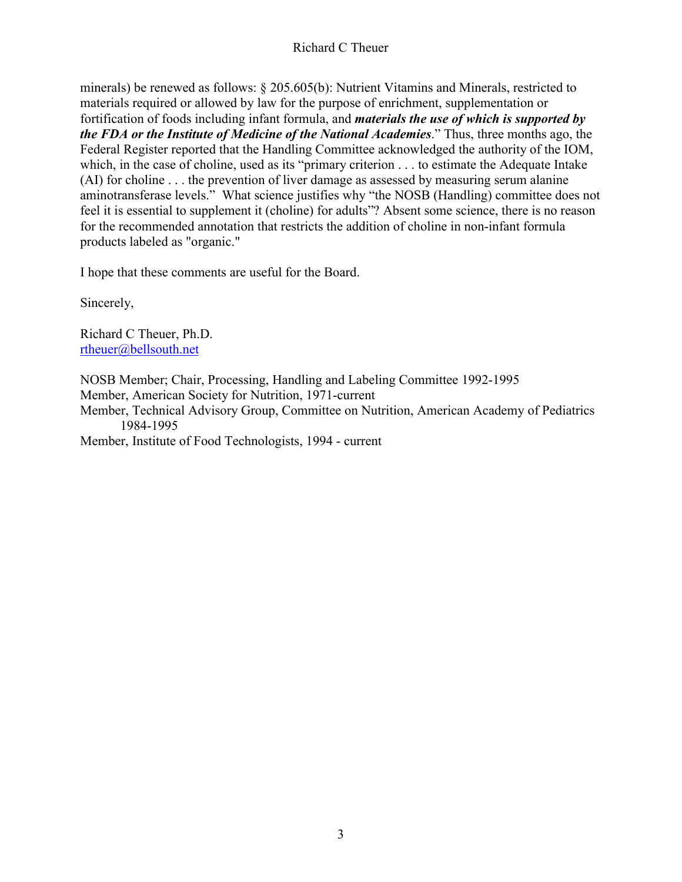minerals) be renewed as follows: § 205.605(b): Nutrient Vitamins and Minerals, restricted to materials required or allowed by law for the purpose of enrichment, supplementation or fortification of foods including infant formula, and ***materials the use of which is supported by the FDA or the Institute of Medicine of the National Academies***." Thus, three months ago, the Federal Register reported that the Handling Committee acknowledged the authority of the IOM, which, in the case of choline, used as its "primary criterion . . . to estimate the Adequate Intake (AI) for choline . . . the prevention of liver damage as assessed by measuring serum alanine aminotransferase levels." What science justifies why "the NOSB (Handling) committee does not feel it is essential to supplement it (choline) for adults"? Absent some science, there is no reason for the recommended annotation that restricts the addition of choline in non-infant formula products labeled as "organic."

I hope that these comments are useful for the Board.

Sincerely,

Richard C Theuer, Ph.D.
rtheuer@bellsouth.net

NOSB Member; Chair, Processing, Handling and Labeling Committee 1992-1995
Member, American Society for Nutrition, 1971-current
Member, Technical Advisory Group, Committee on Nutrition, American Academy of Pediatrics 1984-1995
Member, Institute of Food Technologists, 1994 - current